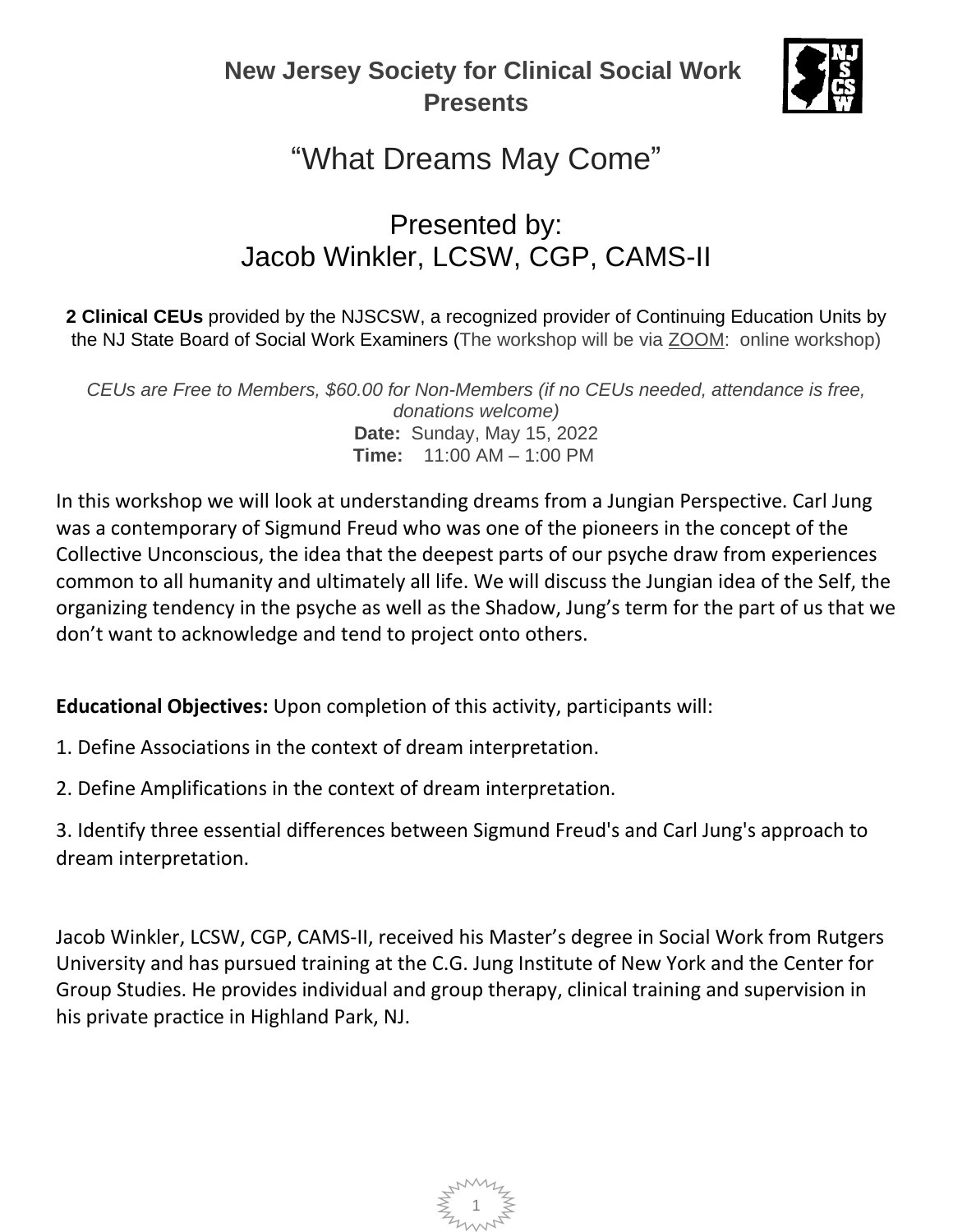**New Jersey Society for Clinical Social Work Presents**

# "What Dreams May Come"

## Presented by:
## Jacob Winkler, LCSW, CGP, CAMS-II

**2 Clinical CEUs** provided by the NJSCSW, a recognized provider of Continuing Education Units by the NJ State Board of Social Work Examiners (The workshop will be via ZOOM: online workshop)

*CEUs are Free to Members, $60.00 for Non-Members (if no CEUs needed, attendance is free, donations welcome)*

**Date:** Sunday, May 15, 2022
**Time:** 11:00 AM – 1:00 PM

In this workshop we will look at understanding dreams from a Jungian Perspective. Carl Jung was a contemporary of Sigmund Freud who was one of the pioneers in the concept of the Collective Unconscious, the idea that the deepest parts of our psyche draw from experiences common to all humanity and ultimately all life. We will discuss the Jungian idea of the Self, the organizing tendency in the psyche as well as the Shadow, Jung's term for the part of us that we don't want to acknowledge and tend to project onto others.

**Educational Objectives:** Upon completion of this activity, participants will:

1. Define Associations in the context of dream interpretation.
2. Define Amplifications in the context of dream interpretation.
3. Identify three essential differences between Sigmund Freud's and Carl Jung's approach to dream interpretation.

Jacob Winkler, LCSW, CGP, CAMS-II, received his Master's degree in Social Work from Rutgers University and has pursued training at the C.G. Jung Institute of New York and the Center for Group Studies. He provides individual and group therapy, clinical training and supervision in his private practice in Highland Park, NJ.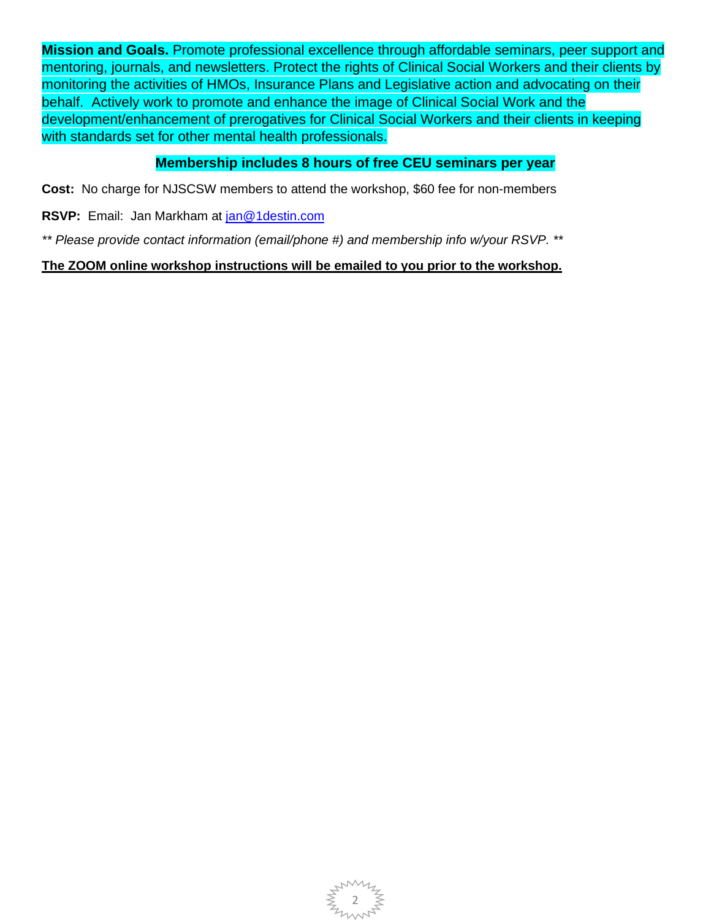**Mission and Goals.** Promote professional excellence through affordable seminars, peer support and mentoring, journals, and newsletters. Protect the rights of Clinical Social Workers and their clients by monitoring the activities of HMOs, Insurance Plans and Legislative action and advocating on their behalf. Actively work to promote and enhance the image of Clinical Social Work and the development/enhancement of prerogatives for Clinical Social Workers and their clients in keeping with standards set for other mental health professionals.

**Membership includes 8 hours of free CEU seminars per year**

**Cost:** No charge for NJSCSW members to attend the workshop, $60 fee for non-members

**RSVP:** Email: Jan Markham at jan@1destin.com

*** Please provide contact information (email/phone #) and membership info w/your RSVP. ***

**The ZOOM online workshop instructions will be emailed to you prior to the workshop.**